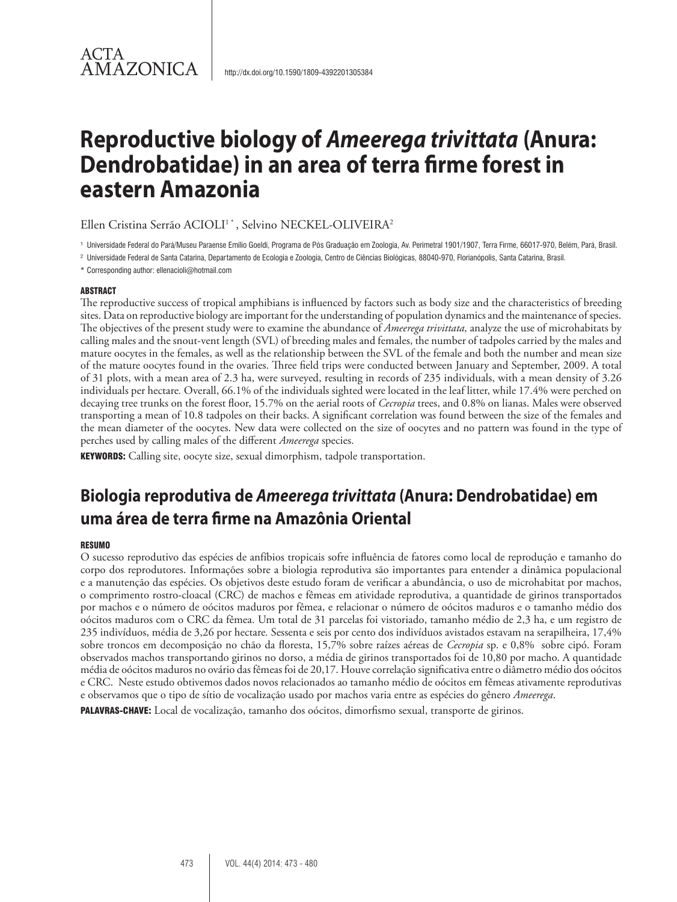ACTA AMAZONICA

http://dx.doi.org/10.1590/1809-4392201305384

# Reproductive biology of *Ameerega trivittata* (Anura: Dendrobatidae) in an area of terra firme forest in eastern Amazonia

Ellen Cristina Serrão ACIOLI[1 *], Selvino NECKEL-OLIVEIRA[2]

[1] Universidade Federal do Pará/Museu Paraense Emilio Goeldi, Programa de Pós Graduação em Zoologia, Av. Perimetral 1901/1907, Terra Firme, 66017-970, Belém, Pará, Brasil.

[2] Universidade Federal de Santa Catarina, Departamento de Ecologia e Zoologia, Centro de Ciências Biológicas, 88040-970, Florianópolis, Santa Catarina, Brasil.

* Corresponding author: ellenacioli@hotmail.com

### ABSTRACT

The reproductive success of tropical amphibians is influenced by factors such as body size and the characteristics of breeding sites. Data on reproductive biology are important for the understanding of population dynamics and the maintenance of species. The objectives of the present study were to examine the abundance of *Ameerega trivittata,* analyze the use of microhabitats by calling males and the snout-vent length (SVL) of breeding males and females, the number of tadpoles carried by the males and mature oocytes in the females, as well as the relationship between the SVL of the female and both the number and mean size of the mature oocytes found in the ovaries. Three field trips were conducted between January and September, 2009. A total of 31 plots, with a mean area of 2.3 ha, were surveyed, resulting in records of 235 individuals, with a mean density of 3.26 individuals per hectare. Overall, 66.1% of the individuals sighted were located in the leaf litter, while 17.4% were perched on decaying tree trunks on the forest floor, 15.7% on the aerial roots of *Cecropia* trees, and 0.8% on lianas. Males were observed transporting a mean of 10.8 tadpoles on their backs. A significant correlation was found between the size of the females and the mean diameter of the oocytes. New data were collected on the size of oocytes and no pattern was found in the type of perches used by calling males of the different *Ameerega* species.

**KEYWORDS:** Calling site, oocyte size, sexual dimorphism, tadpole transportation.

# Biologia reprodutiva de *Ameerega trivittata* (Anura: Dendrobatidae) em uma área de terra firme na Amazônia Oriental

### RESUMO

O sucesso reprodutivo das espécies de anfíbios tropicais sofre influência de fatores como local de reprodução e tamanho do corpo dos reprodutores. Informações sobre a biologia reprodutiva são importantes para entender a dinâmica populacional e a manutenção das espécies. Os objetivos deste estudo foram de verificar a abundância, o uso de microhabitat por machos, o comprimento rostro-cloacal (CRC) de machos e fêmeas em atividade reprodutiva, a quantidade de girinos transportados por machos e o número de oócitos maduros por fêmea, e relacionar o número de oócitos maduros e o tamanho médio dos oócitos maduros com o CRC da fêmea. Um total de 31 parcelas foi vistoriado, tamanho médio de 2,3 ha, e um registro de 235 indivíduos, média de 3,26 por hectare. Sessenta e seis por cento dos indivíduos avistados estavam na serapilheira, 17,4% sobre troncos em decomposição no chão da floresta, 15,7% sobre raízes aéreas de *Cecropia* sp. e 0,8% sobre cipó. Foram observados machos transportando girinos no dorso, a média de girinos transportados foi de 10,80 por macho. A quantidade média de oócitos maduros no ovário das fêmeas foi de 20,17. Houve correlação significativa entre o diâmetro médio dos oócitos e CRC. Neste estudo obtivemos dados novos relacionados ao tamanho médio de oócitos em fêmeas ativamente reprodutivas e observamos que o tipo de sítio de vocalização usado por machos varia entre as espécies do gênero *Ameerega*.

**PALAVRAS-CHAVE:** Local de vocalização, tamanho dos oócitos, dimorfismo sexual, transporte de girinos.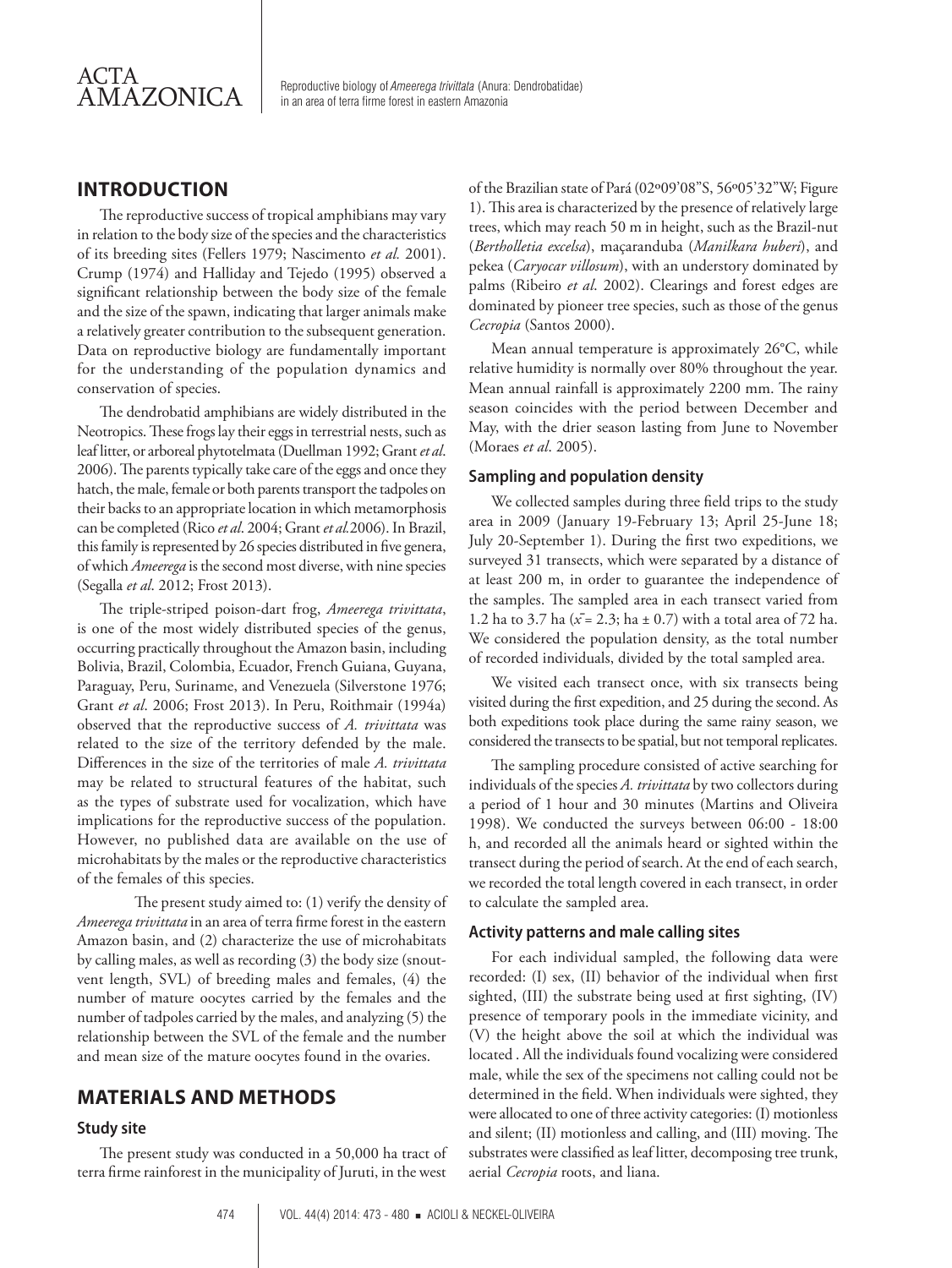## INTRODUCTION

The reproductive success of tropical amphibians may vary in relation to the body size of the species and the characteristics of its breeding sites (Fellers 1979; Nascimento *et al.* 2001). Crump (1974) and Halliday and Tejedo (1995) observed a significant relationship between the body size of the female and the size of the spawn, indicating that larger animals make a relatively greater contribution to the subsequent generation. Data on reproductive biology are fundamentally important for the understanding of the population dynamics and conservation of species.

The dendrobatid amphibians are widely distributed in the Neotropics. These frogs lay their eggs in terrestrial nests, such as leaf litter, or arboreal phytotelmata (Duellman 1992; Grant *et al.* 2006). The parents typically take care of the eggs and once they hatch, the male, female or both parents transport the tadpoles on their backs to an appropriate location in which metamorphosis can be completed (Rico *et al.* 2004; Grant *et al.*2006). In Brazil, this family is represented by 26 species distributed in five genera, of which *Ameerega* is the second most diverse, with nine species (Segalla *et al.* 2012; Frost 2013).

The triple-striped poison-dart frog, *Ameerega trivittata*, is one of the most widely distributed species of the genus, occurring practically throughout the Amazon basin, including Bolivia, Brazil, Colombia, Ecuador, French Guiana, Guyana, Paraguay, Peru, Suriname, and Venezuela (Silverstone 1976; Grant *et al.* 2006; Frost 2013). In Peru, Roithmair (1994a) observed that the reproductive success of *A. trivittata* was related to the size of the territory defended by the male. Differences in the size of the territories of male *A. trivittata* may be related to structural features of the habitat, such as the types of substrate used for vocalization, which have implications for the reproductive success of the population. However, no published data are available on the use of microhabitats by the males or the reproductive characteristics of the females of this species.

The present study aimed to: (1) verify the density of *Ameerega trivittata* in an area of terra firme forest in the eastern Amazon basin, and (2) characterize the use of microhabitats by calling males, as well as recording (3) the body size (snout-vent length, SVL) of breeding males and females, (4) the number of mature oocytes carried by the females and the number of tadpoles carried by the males, and analyzing (5) the relationship between the SVL of the female and the number and mean size of the mature oocytes found in the ovaries.

## MATERIALS AND METHODS

### Study site

The present study was conducted in a 50,000 ha tract of terra firme rainforest in the municipality of Juruti, in the west of the Brazilian state of Pará (02º09'08"S, 56º05'32"W; Figure 1). This area is characterized by the presence of relatively large trees, which may reach 50 m in height, such as the Brazil-nut (*Bertholletia excelsa*), maçaranduba (*Manilkara huberi*), and pekea (*Caryocar villosum*), with an understory dominated by palms (Ribeiro *et al.* 2002). Clearings and forest edges are dominated by pioneer tree species, such as those of the genus *Cecropia* (Santos 2000).

Mean annual temperature is approximately 26°C, while relative humidity is normally over 80% throughout the year. Mean annual rainfall is approximately 2200 mm. The rainy season coincides with the period between December and May, with the drier season lasting from June to November (Moraes *et al.* 2005).

### Sampling and population density

We collected samples during three field trips to the study area in 2009 (January 19-February 13; April 25-June 18; July 20-September 1). During the first two expeditions, we surveyed 31 transects, which were separated by a distance of at least 200 m, in order to guarantee the independence of the samples. The sampled area in each transect varied from 1.2 ha to 3.7 ha ($\bar{x}$ = 2.3; ha ± 0.7) with a total area of 72 ha. We considered the population density, as the total number of recorded individuals, divided by the total sampled area.

We visited each transect once, with six transects being visited during the first expedition, and 25 during the second. As both expeditions took place during the same rainy season, we considered the transects to be spatial, but not temporal replicates.

The sampling procedure consisted of active searching for individuals of the species *A. trivittata* by two collectors during a period of 1 hour and 30 minutes (Martins and Oliveira 1998). We conducted the surveys between 06:00 - 18:00 h, and recorded all the animals heard or sighted within the transect during the period of search. At the end of each search, we recorded the total length covered in each transect, in order to calculate the sampled area.

### Activity patterns and male calling sites

For each individual sampled, the following data were recorded: (I) sex, (II) behavior of the individual when first sighted, (III) the substrate being used at first sighting, (IV) presence of temporary pools in the immediate vicinity, and (V) the height above the soil at which the individual was located . All the individuals found vocalizing were considered male, while the sex of the specimens not calling could not be determined in the field. When individuals were sighted, they were allocated to one of three activity categories: (I) motionless and silent; (II) motionless and calling, and (III) moving. The substrates were classified as leaf litter, decomposing tree trunk, aerial *Cecropia* roots, and liana.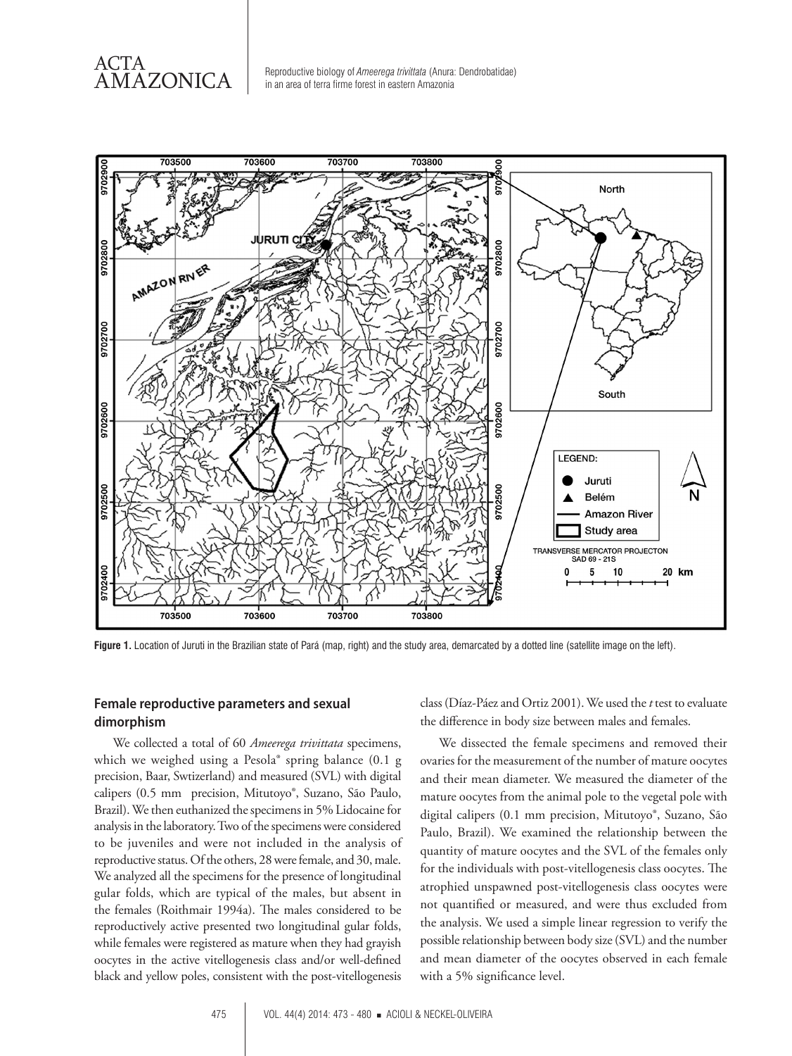Figure 1. Location of Juruti in the Brazilian state of Pará (map, right) and the study area, demarcated by a dotted line (satellite image on the left).

### Female reproductive parameters and sexual dimorphism

We collected a total of 60 *Ameerega trivittata* specimens, which we weighed using a Pesola® spring balance (0.1 g precision, Baar, Swtizerland) and measured (SVL) with digital calipers (0.5 mm precision, Mitutoyo®, Suzano, São Paulo, Brazil). We then euthanized the specimens in 5% Lidocaine for analysis in the laboratory. Two of the specimens were considered to be juveniles and were not included in the analysis of reproductive status. Of the others, 28 were female, and 30, male. We analyzed all the specimens for the presence of longitudinal gular folds, which are typical of the males, but absent in the females (Roithmair 1994a). The males considered to be reproductively active presented two longitudinal gular folds, while females were registered as mature when they had grayish oocytes in the active vitellogenesis class and/or well-defined black and yellow poles, consistent with the post-vitellogenesis class (Díaz-Páez and Ortiz 2001). We used the *t* test to evaluate the difference in body size between males and females.

We dissected the female specimens and removed their ovaries for the measurement of the number of mature oocytes and their mean diameter. We measured the diameter of the mature oocytes from the animal pole to the vegetal pole with digital calipers (0.1 mm precision, Mitutoyo®, Suzano, São Paulo, Brazil). We examined the relationship between the quantity of mature oocytes and the SVL of the females only for the individuals with post-vitellogenesis class oocytes. The atrophied unspawned post-vitellogenesis class oocytes were not quantified or measured, and were thus excluded from the analysis. We used a simple linear regression to verify the possible relationship between body size (SVL) and the number and mean diameter of the oocytes observed in each female with a 5% significance level.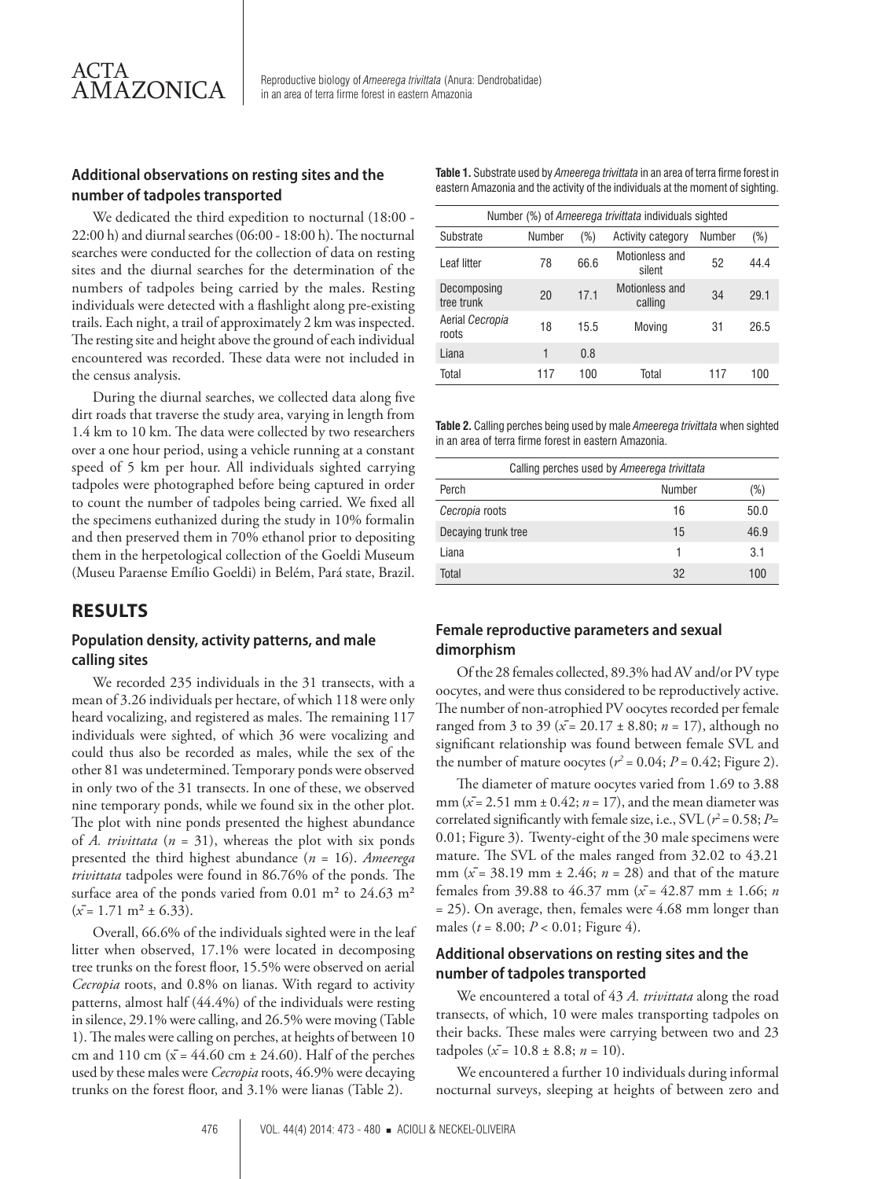### Additional observations on resting sites and the number of tadpoles transported

We dedicated the third expedition to nocturnal (18:00 - 22:00 h) and diurnal searches (06:00 - 18:00 h). The nocturnal searches were conducted for the collection of data on resting sites and the diurnal searches for the determination of the numbers of tadpoles being carried by the males. Resting individuals were detected with a flashlight along pre-existing trails. Each night, a trail of approximately 2 km was inspected. The resting site and height above the ground of each individual encountered was recorded. These data were not included in the census analysis.

During the diurnal searches, we collected data along five dirt roads that traverse the study area, varying in length from 1.4 km to 10 km. The data were collected by two researchers over a one hour period, using a vehicle running at a constant speed of 5 km per hour. All individuals sighted carrying tadpoles were photographed before being captured in order to count the number of tadpoles being carried. We fixed all the specimens euthanized during the study in 10% formalin and then preserved them in 70% ethanol prior to depositing them in the herpetological collection of the Goeldi Museum (Museu Paraense Emílio Goeldi) in Belém, Pará state, Brazil.

## RESULTS

### Population density, activity patterns, and male calling sites

We recorded 235 individuals in the 31 transects, with a mean of 3.26 individuals per hectare, of which 118 were only heard vocalizing, and registered as males. The remaining 117 individuals were sighted, of which 36 were vocalizing and could thus also be recorded as males, while the sex of the other 81 was undetermined. Temporary ponds were observed in only two of the 31 transects. In one of these, we observed nine temporary ponds, while we found six in the other plot. The plot with nine ponds presented the highest abundance of *A. trivittata* ($n$ = 31), whereas the plot with six ponds presented the third highest abundance ($n$ = 16). *Ameerega trivittata* tadpoles were found in 86.76% of the ponds. The surface area of the ponds varied from 0.01 m² to 24.63 m² ($\bar{x}$ = 1.71 m² ± 6.33).

Overall, 66.6% of the individuals sighted were in the leaf litter when observed, 17.1% were located in decomposing tree trunks on the forest floor, 15.5% were observed on aerial *Cecropia* roots, and 0.8% on lianas. With regard to activity patterns, almost half (44.4%) of the individuals were resting in silence, 29.1% were calling, and 26.5% were moving (Table 1). The males were calling on perches, at heights of between 10 cm and 110 cm ($\bar{x}$ = 44.60 cm ± 24.60). Half of the perches used by these males were *Cecropia* roots, 46.9% were decaying trunks on the forest floor, and 3.1% were lianas (Table 2).

**Table 1.** Substrate used by *Ameerega trivittata* in an area of terra firme forest in eastern Amazonia and the activity of the individuals at the moment of sighting.

| Number (%) of *Ameerega trivittata* individuals sighted | | | | | |
|---|---|---|---|---|---|
| Substrate | Number | (%) | Activity category | Number | (%) |
| Leaf litter | 78 | 66.6 | Motionless and silent | 52 | 44.4 |
| Decomposing tree trunk | 20 | 17.1 | Motionless and calling | 34 | 29.1 |
| Aerial *Cecropia* roots | 18 | 15.5 | Moving | 31 | 26.5 |
| Liana | 1 | 0.8 | | | |
| Total | 117 | 100 | Total | 117 | 100 |

**Table 2.** Calling perches being used by male *Ameerega trivittata* when sighted in an area of terra firme forest in eastern Amazonia.

| Calling perches used by *Ameerega trivittata* | | |
|---|---|---|
| Perch | Number | (%) |
| *Cecropia* roots | 16 | 50.0 |
| Decaying trunk tree | 15 | 46.9 |
| Liana | 1 | 3.1 |
| Total | 32 | 100 |

### Female reproductive parameters and sexual dimorphism

Of the 28 females collected, 89.3% had AV and/or PV type oocytes, and were thus considered to be reproductively active. The number of non-atrophied PV oocytes recorded per female ranged from 3 to 39 ($\bar{x}$ = 20.17 ± 8.80; $n$ = 17), although no significant relationship was found between female SVL and the number of mature oocytes ($r^2$ = 0.04; $P$ = 0.42; Figure 2).

The diameter of mature oocytes varied from 1.69 to 3.88 mm ($\bar{x}$ = 2.51 mm ± 0.42; $n$ = 17), and the mean diameter was correlated significantly with female size, i.e., SVL ($r^2$ = 0.58; $P$= 0.01; Figure 3). Twenty-eight of the 30 male specimens were mature. The SVL of the males ranged from 32.02 to 43.21 mm ($\bar{x}$ = 38.19 mm ± 2.46; $n$ = 28) and that of the mature females from 39.88 to 46.37 mm ($\bar{x}$ = 42.87 mm ± 1.66; $n$ = 25). On average, then, females were 4.68 mm longer than males ($t$ = 8.00; $P$ < 0.01; Figure 4).

### Additional observations on resting sites and the number of tadpoles transported

We encountered a total of 43 *A. trivittata* along the road transects, of which, 10 were males transporting tadpoles on their backs. These males were carrying between two and 23 tadpoles ($\bar{x}$ = 10.8 ± 8.8; $n$ = 10).

We encountered a further 10 individuals during informal nocturnal surveys, sleeping at heights of between zero and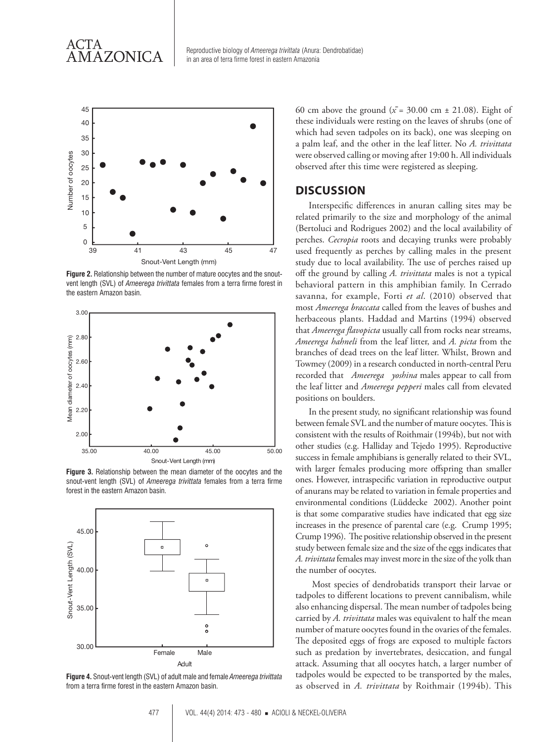Figure 2. Relationship between the number of mature oocytes and the snout-vent length (SVL) of *Ameerega trivittata* females from a terra firme forest in the eastern Amazon basin.

Figure 3. Relationship between the mean diameter of the oocytes and the snout-vent length (SVL) of *Ameerega trivittata* females from a terra firme forest in the eastern Amazon basin.

Figure 4. Snout-vent length (SVL) of adult male and female *Ameerega trivittata* from a terra firme forest in the eastern Amazon basin.

60 cm above the ground ($\bar{x}$ = 30.00 cm ± 21.08). Eight of these individuals were resting on the leaves of shrubs (one of which had seven tadpoles on its back), one was sleeping on a palm leaf, and the other in the leaf litter. No *A. trivittata* were observed calling or moving after 19:00 h. All individuals observed after this time were registered as sleeping.

## DISCUSSION

Interspecific differences in anuran calling sites may be related primarily to the size and morphology of the animal (Bertoluci and Rodrigues 2002) and the local availability of perches. *Cecropia* roots and decaying trunks were probably used frequently as perches by calling males in the present study due to local availability. The use of perches raised up off the ground by calling *A. trivittata* males is not a typical behavioral pattern in this amphibian family. In Cerrado savanna, for example, Forti *et al*. (2010) observed that most *Ameerega braccata* called from the leaves of bushes and herbaceous plants. Haddad and Martins (1994) observed that *Ameerega flavopicta* usually call from rocks near streams, *Ameerega hahneli* from the leaf litter, and *A. picta* from the branches of dead trees on the leaf litter. Whilst, Brown and Towmey (2009) in a research conducted in north-central Peru recorded that *Ameerega yoshina* males appear to call from the leaf litter and *Ameerega pepperi* males call from elevated positions on boulders.

In the present study, no significant relationship was found between female SVL and the number of mature oocytes. This is consistent with the results of Roithmair (1994b), but not with other studies (e.g. Halliday and Tejedo 1995). Reproductive success in female amphibians is generally related to their SVL, with larger females producing more offspring than smaller ones. However, intraspecific variation in reproductive output of anurans may be related to variation in female properties and environmental conditions (Lüddecke 2002). Another point is that some comparative studies have indicated that egg size increases in the presence of parental care (e.g. Crump 1995; Crump 1996). The positive relationship observed in the present study between female size and the size of the eggs indicates that *A. trivittata* females may invest more in the size of the yolk than the number of oocytes.

Most species of dendrobatids transport their larvae or tadpoles to different locations to prevent cannibalism, while also enhancing dispersal. The mean number of tadpoles being carried by *A. trivittata* males was equivalent to half the mean number of mature oocytes found in the ovaries of the females. The deposited eggs of frogs are exposed to multiple factors such as predation by invertebrates, desiccation, and fungal attack. Assuming that all oocytes hatch, a larger number of tadpoles would be expected to be transported by the males, as observed in *A. trivittata* by Roithmair (1994b). This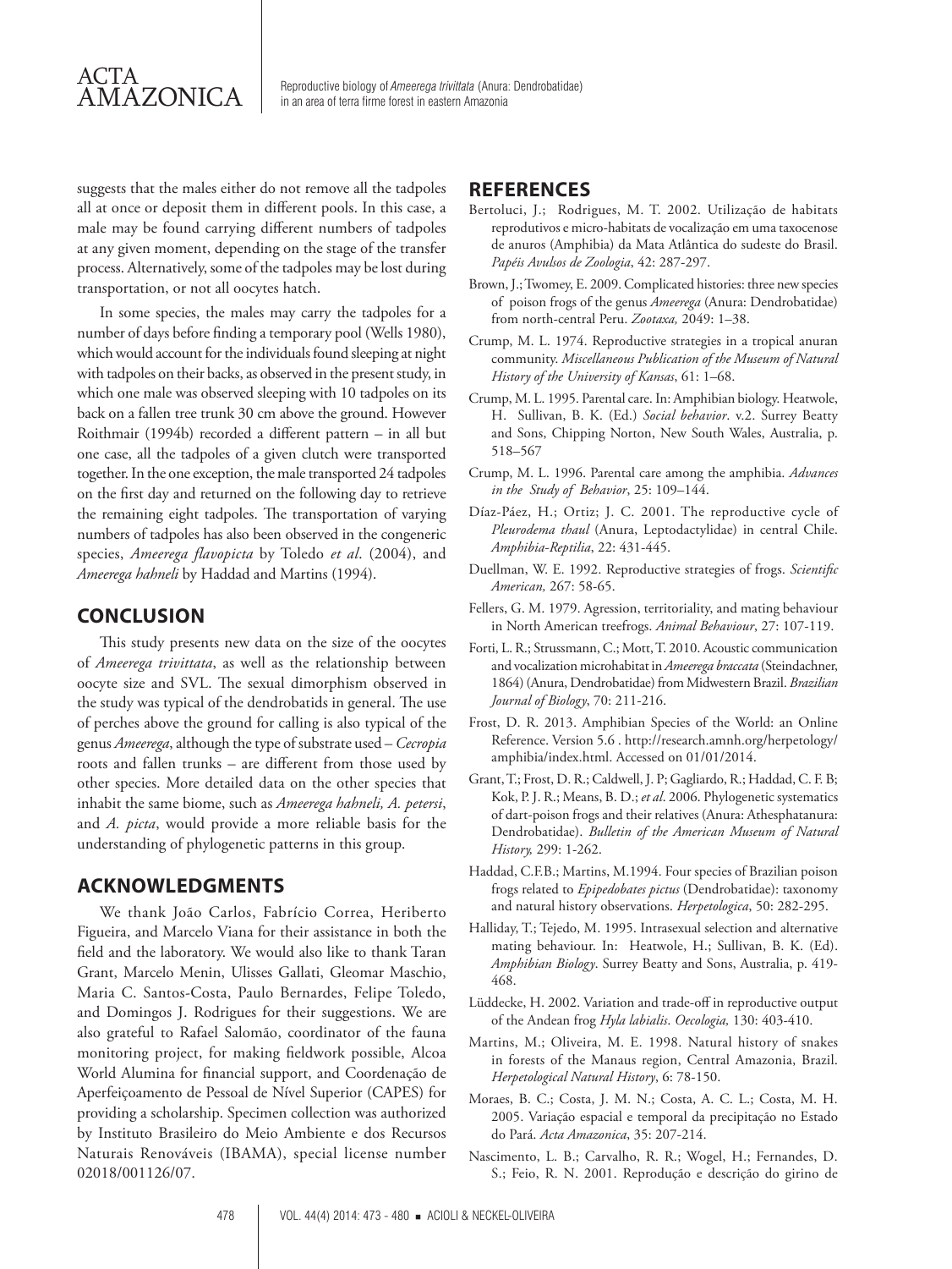suggests that the males either do not remove all the tadpoles all at once or deposit them in different pools. In this case, a male may be found carrying different numbers of tadpoles at any given moment, depending on the stage of the transfer process. Alternatively, some of the tadpoles may be lost during transportation, or not all oocytes hatch.

In some species, the males may carry the tadpoles for a number of days before finding a temporary pool (Wells 1980), which would account for the individuals found sleeping at night with tadpoles on their backs, as observed in the present study, in which one male was observed sleeping with 10 tadpoles on its back on a fallen tree trunk 30 cm above the ground. However Roithmair (1994b) recorded a different pattern – in all but one case, all the tadpoles of a given clutch were transported together. In the one exception, the male transported 24 tadpoles on the first day and returned on the following day to retrieve the remaining eight tadpoles. The transportation of varying numbers of tadpoles has also been observed in the congeneric species, *Ameerega flavopicta* by Toledo *et al*. (2004), and *Ameerega hahneli* by Haddad and Martins (1994).

## CONCLUSION

This study presents new data on the size of the oocytes of *Ameerega trivittata*, as well as the relationship between oocyte size and SVL. The sexual dimorphism observed in the study was typical of the dendrobatids in general. The use of perches above the ground for calling is also typical of the genus *Ameerega*, although the type of substrate used – *Cecropia* roots and fallen trunks – are different from those used by other species. More detailed data on the other species that inhabit the same biome, such as *Ameerega hahneli, A. petersi*, and *A. picta*, would provide a more reliable basis for the understanding of phylogenetic patterns in this group.

## ACKNOWLEDGMENTS

We thank João Carlos, Fabrício Correa, Heriberto Figueira, and Marcelo Viana for their assistance in both the field and the laboratory. We would also like to thank Taran Grant, Marcelo Menin, Ulisses Gallati, Gleomar Maschio, Maria C. Santos-Costa, Paulo Bernardes, Felipe Toledo, and Domingos J. Rodrigues for their suggestions. We are also grateful to Rafael Salomão, coordinator of the fauna monitoring project, for making fieldwork possible, Alcoa World Alumina for financial support, and Coordenação de Aperfeiçoamento de Pessoal de Nível Superior (CAPES) for providing a scholarship. Specimen collection was authorized by Instituto Brasileiro do Meio Ambiente e dos Recursos Naturais Renováveis (IBAMA), special license number 02018/001126/07.

## REFERENCES

Bertoluci, J.; Rodrigues, M. T. 2002. Utilização de habitats reprodutivos e micro-habitats de vocalização em uma taxocenose de anuros (Amphibia) da Mata Atlântica do sudeste do Brasil. *Papéis Avulsos de Zoologia*, 42: 287-297.

Brown, J.; Twomey, E. 2009. Complicated histories: three new species of poison frogs of the genus *Ameerega* (Anura: Dendrobatidae) from north-central Peru. *Zootaxa,* 2049: 1–38.

Crump, M. L. 1974. Reproductive strategies in a tropical anuran community. *Miscellaneous Publication of the Museum of Natural History of the University of Kansas*, 61: 1–68.

Crump, M. L. 1995. Parental care. In: Amphibian biology. Heatwole, H. Sullivan, B. K. (Ed.) *Social behavior*. v.2. Surrey Beatty and Sons, Chipping Norton, New South Wales, Australia, p. 518–567

Crump, M. L. 1996. Parental care among the amphibia. *Advances in the Study of Behavior*, 25: 109–144.

Díaz-Páez, H.; Ortiz; J. C. 2001. The reproductive cycle of *Pleurodema thaul* (Anura, Leptodactylidae) in central Chile. *Amphibia-Reptilia*, 22: 431-445.

Duellman, W. E. 1992. Reproductive strategies of frogs. *Scientific American,* 267: 58-65.

Fellers, G. M. 1979. Agression, territoriality, and mating behaviour in North American treefrogs. *Animal Behaviour*, 27: 107-119.

Forti, L. R.; Strussmann, C.; Mott, T. 2010. Acoustic communication and vocalization microhabitat in *Ameerega braccata* (Steindachner, 1864) (Anura, Dendrobatidae) from Midwestern Brazil. *Brazilian Journal of Biology*, 70: 211-216.

Frost, D. R. 2013. Amphibian Species of the World: an Online Reference. Version 5.6 . http://research.amnh.org/herpetology/amphibia/index.html. Accessed on 01/01/2014.

Grant, T.; Frost, D. R.; Caldwell, J. P; Gagliardo, R.; Haddad, C. F. B; Kok, P. J. R.; Means, B. D.; *et al*. 2006. Phylogenetic systematics of dart-poison frogs and their relatives (Anura: Athesphatanura: Dendrobatidae). *Bulletin of the American Museum of Natural History,* 299: 1-262.

Haddad, C.F.B.; Martins, M.1994. Four species of Brazilian poison frogs related to *Epipedobates pictus* (Dendrobatidae): taxonomy and natural history observations. *Herpetologica*, 50: 282-295.

Halliday, T.; Tejedo, M. 1995. Intrasexual selection and alternative mating behaviour. In: Heatwole, H.; Sullivan, B. K. (Ed). *Amphibian Biology*. Surrey Beatty and Sons, Australia, p. 419-468.

Lüddecke, H. 2002. Variation and trade-off in reproductive output of the Andean frog *Hyla labialis*. *Oecologia,* 130: 403-410.

Martins, M.; Oliveira, M. E. 1998. Natural history of snakes in forests of the Manaus region, Central Amazonia, Brazil. *Herpetological Natural History*, 6: 78-150.

Moraes, B. C.; Costa, J. M. N.; Costa, A. C. L.; Costa, M. H. 2005. Variação espacial e temporal da precipitação no Estado do Pará. *Acta Amazonica*, 35: 207-214.

Nascimento, L. B.; Carvalho, R. R.; Wogel, H.; Fernandes, D. S.; Feio, R. N. 2001. Reprodução e descrição do girino de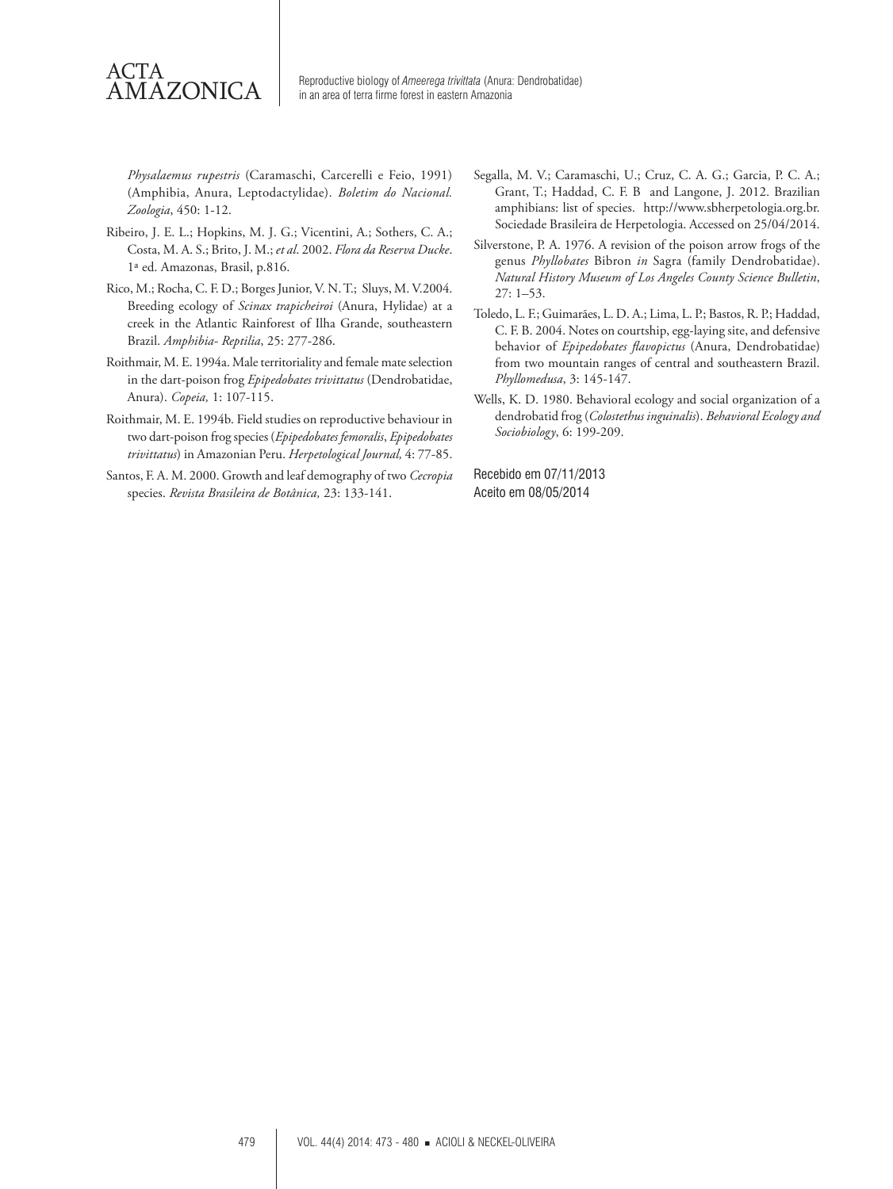*Physalaemus rupestris* (Caramaschi, Carcerelli e Feio, 1991) (Amphibia, Anura, Leptodactylidae). *Boletim do Nacional. Zoologia*, 450: 1-12.

Ribeiro, J. E. L.; Hopkins, M. J. G.; Vicentini, A.; Sothers, C. A.; Costa, M. A. S.; Brito, J. M.; *et al*. 2002. *Flora da Reserva Ducke*. 1ª ed. Amazonas, Brasil, p.816.

Rico, M.; Rocha, C. F. D.; Borges Junior, V. N. T.; Sluys, M. V.2004. Breeding ecology of *Scinax trapicheiroi* (Anura, Hylidae) at a creek in the Atlantic Rainforest of Ilha Grande, southeastern Brazil. *Amphibia- Reptilia*, 25: 277-286.

Roithmair, M. E. 1994a. Male territoriality and female mate selection in the dart-poison frog *Epipedobates trivittatus* (Dendrobatidae, Anura). *Copeia,* 1: 107-115.

Roithmair, M. E. 1994b. Field studies on reproductive behaviour in two dart-poison frog species (*Epipedobates femoralis*, *Epipedobates trivittatus*) in Amazonian Peru. *Herpetological Journal,* 4: 77-85.

Santos, F. A. M. 2000. Growth and leaf demography of two *Cecropia* species. *Revista Brasileira de Botânica,* 23: 133-141.

Segalla, M. V.; Caramaschi, U.; Cruz, C. A. G.; Garcia, P. C. A.; Grant, T.; Haddad, C. F. B and Langone, J. 2012. Brazilian amphibians: list of species. http://www.sbherpetologia.org.br. Sociedade Brasileira de Herpetologia. Accessed on 25/04/2014.

Silverstone, P. A. 1976. A revision of the poison arrow frogs of the genus *Phyllobates* Bibron *in* Sagra (family Dendrobatidae). *Natural History Museum of Los Angeles County Science Bulletin*, 27: 1–53.

Toledo, L. F.; Guimarães, L. D. A.; Lima, L. P.; Bastos, R. P.; Haddad, C. F. B. 2004. Notes on courtship, egg-laying site, and defensive behavior of *Epipedobates flavopictus* (Anura, Dendrobatidae) from two mountain ranges of central and southeastern Brazil. *Phyllomedusa*, 3: 145-147.

Wells, K. D. 1980. Behavioral ecology and social organization of a dendrobatid frog (*Colostethus inguinalis*). *Behavioral Ecology and Sociobiology*, 6: 199-209.

Recebido em 07/11/2013
Aceito em 08/05/2014